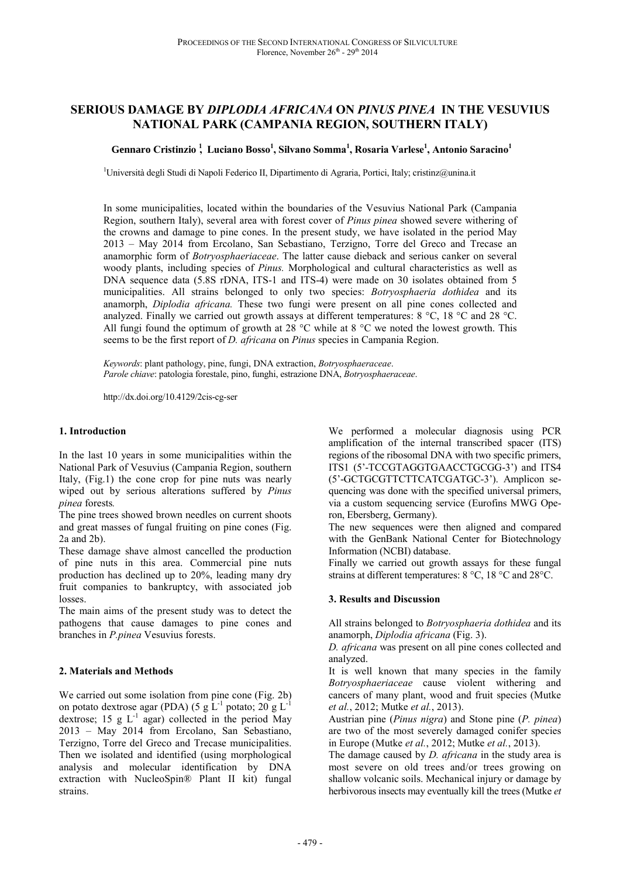# SERIOUS DAMAGE BY *DIPLODIA AFRICANA* ON *PINUS PINEA* IN THE VESUVIUS NATIONAL PARK (CAMPANIA REGION, SOUTHERN ITALY)

**Gennaro Cristinzio [1], Luciano Bosso[1], Silvano Somma[1], Rosaria Varlese[1], Antonio Saracino[1]**

[1]Università degli Studi di Napoli Federico II, Dipartimento di Agraria, Portici, Italy; cristinz@unina.it

In some municipalities, located within the boundaries of the Vesuvius National Park (Campania Region, southern Italy), several area with forest cover of *Pinus pinea* showed severe withering of the crowns and damage to pine cones. In the present study, we have isolated in the period May 2013 – May 2014 from Ercolano, San Sebastiano, Terzigno, Torre del Greco and Trecase an anamorphic form of *Botryosphaeriaceae*. The latter cause dieback and serious canker on several woody plants, including species of *Pinus.* Morphological and cultural characteristics as well as DNA sequence data (5.8S rDNA, ITS-1 and ITS-4) were made on 30 isolates obtained from 5 municipalities. All strains belonged to only two species: *Botryosphaeria dothidea* and its anamorph, *Diplodia africana.* These two fungi were present on all pine cones collected and analyzed. Finally we carried out growth assays at different temperatures: 8 °C, 18 °C and 28 °C. All fungi found the optimum of growth at 28 °C while at 8 °C we noted the lowest growth. This seems to be the first report of *D. africana* on *Pinus* species in Campania Region.

*Keywords*: plant pathology, pine, fungi, DNA extraction, *Botryosphaeraceae*.
*Parole chiave*: patologia forestale, pino, funghi, estrazione DNA, *Botryosphaeraceae*.

http://dx.doi.org/10.4129/2cis-cg-ser

## 1. Introduction

In the last 10 years in some municipalities within the National Park of Vesuvius (Campania Region, southern Italy, (Fig.1) the cone crop for pine nuts was nearly wiped out by serious alterations suffered by *Pinus pinea* forests*.*

The pine trees showed brown needles on current shoots and great masses of fungal fruiting on pine cones (Fig. 2a and 2b).

These damage shave almost cancelled the production of pine nuts in this area. Commercial pine nuts production has declined up to 20%, leading many dry fruit companies to bankruptcy, with associated job losses.

The main aims of the present study was to detect the pathogens that cause damages to pine cones and branches in *P.pinea* Vesuvius forests.

## 2. Materials and Methods

We carried out some isolation from pine cone (Fig. 2b) on potato dextrose agar (PDA) (5 g $L^{-1}$ potato; 20 g $L^{-1}$ dextrose; 15 g $L^{-1}$ agar) collected in the period May 2013 – May 2014 from Ercolano, San Sebastiano, Terzigno, Torre del Greco and Trecase municipalities. Then we isolated and identified (using morphological analysis and molecular identification by DNA extraction with NucleoSpin® Plant II kit) fungal strains.

We performed a molecular diagnosis using PCR amplification of the internal transcribed spacer (ITS) regions of the ribosomal DNA with two specific primers, ITS1 (5'-TCCGTAGGTGAACCTGCGG-3') and ITS4 (5'-GCTGCGTTCTTCATCGATGC-3'). Amplicon sequencing was done with the specified universal primers, via a custom sequencing service (Eurofins MWG Operon, Ebersberg, Germany).

The new sequences were then aligned and compared with the GenBank National Center for Biotechnology Information (NCBI) database.

Finally we carried out growth assays for these fungal strains at different temperatures: 8 °C, 18 °C and 28°C.

## 3. Results and Discussion

All strains belonged to *Botryosphaeria dothidea* and its anamorph, *Diplodia africana* (Fig. 3).

*D. africana* was present on all pine cones collected and analyzed.

It is well known that many species in the family *Botryosphaeriaceae* cause violent withering and cancers of many plant, wood and fruit species (Mutke *et al.*, 2012; Mutke *et al.*, 2013).

Austrian pine (*Pinus nigra*) and Stone pine (*P. pinea*) are two of the most severely damaged conifer species in Europe (Mutke *et al.*, 2012; Mutke *et al.*, 2013).

The damage caused by *D. africana* in the study area is most severe on old trees and/or trees growing on shallow volcanic soils. Mechanical injury or damage by herbivorous insects may eventually kill the trees (Mutke *et*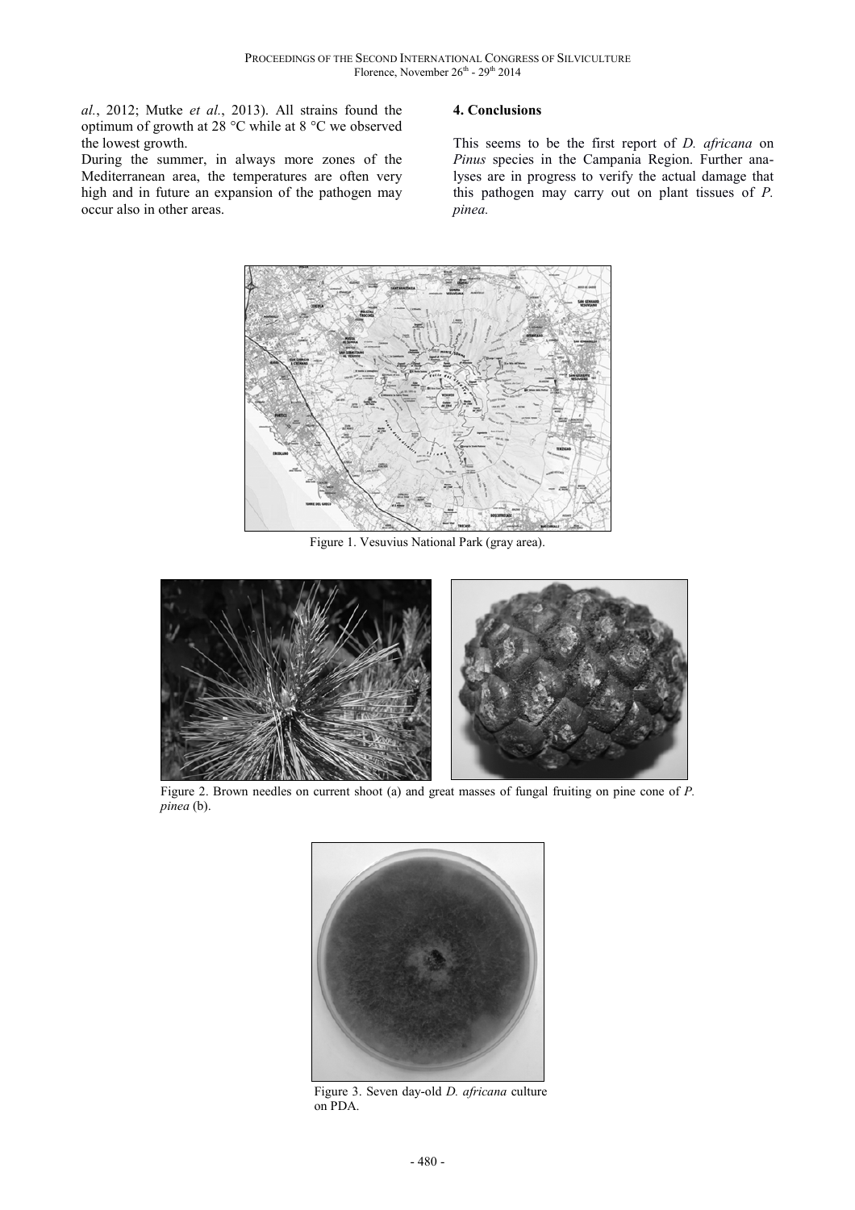*al.*, 2012; Mutke *et al.*, 2013). All strains found the optimum of growth at 28 °C while at 8 °C we observed the lowest growth.

During the summer, in always more zones of the Mediterranean area, the temperatures are often very high and in future an expansion of the pathogen may occur also in other areas.

## 4. Conclusions

This seems to be the first report of *D. africana* on *Pinus* species in the Campania Region. Further analyses are in progress to verify the actual damage that this pathogen may carry out on plant tissues of *P. pinea.*

Figure 1. Vesuvius National Park (gray area).

Figure 2. Brown needles on current shoot (a) and great masses of fungal fruiting on pine cone of *P. pinea* (b).

Figure 3. Seven day-old *D. africana* culture on PDA.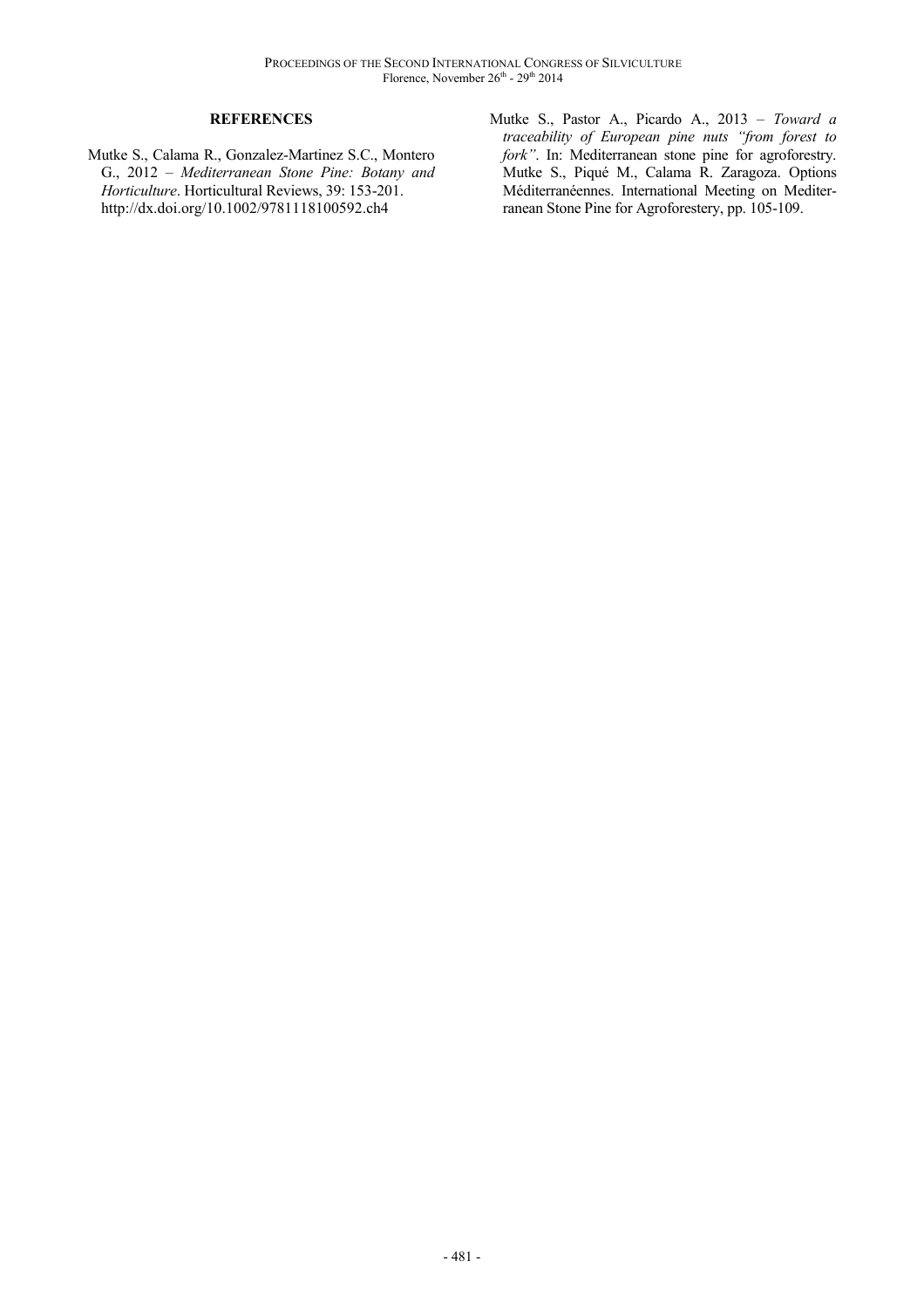## REFERENCES

Mutke S., Calama R., Gonzalez-Martinez S.C., Montero G., 2012 – *Mediterranean Stone Pine: Botany and Horticulture*. Horticultural Reviews, 39: 153-201. http://dx.doi.org/10.1002/9781118100592.ch4

Mutke S., Pastor A., Picardo A., 2013 – *Toward a traceability of European pine nuts "from forest to fork"*. In: Mediterranean stone pine for agroforestry. Mutke S., Piqué M., Calama R. Zaragoza. Options Méditerranéennes. International Meeting on Mediterranean Stone Pine for Agroforestery, pp. 105-109.